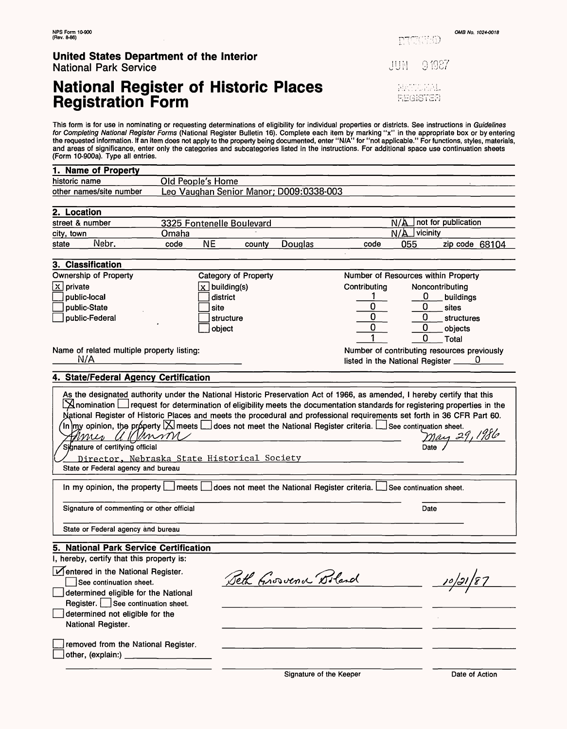NPS Form 10-900
(Rev. 8-86)

OMB No. 1024-0018

RECEIVED

JUN 9 1987

NATIONAL REGISTER

**United States Department of the Interior**
National Park Service

# National Register of Historic Places Registration Form

This form is for use in nominating or requesting determinations of eligibility for individual properties or districts. See instructions in *Guidelines for Completing National Register Forms* (National Register Bulletin 16). Complete each item by marking "x" in the appropriate box or by entering the requested information. If an item does not apply to the property being documented, enter "N/A" for "not applicable." For functions, styles, materials, and areas of significance, enter only the categories and subcategories listed in the instructions. For additional space use continuation sheets (Form 10-900a). Type all entries.

## 1. Name of Property

historic name: Old People's Home

other names/site number: Leo Vaughan Senior Manor; D009:0338-003

## 2. Location

street & number: 3325 Fontenelle Boulevard — N/A not for publication

city, town: Omaha — N/A vicinity

state: Nebr. code: NE county: Douglas code: 055 zip code: 68104

## 3. Classification

| Ownership of Property | Category of Property | Number of Resources within Property | | |
|---|---|---|---|---|
| | | Contributing | Noncontributing | |
| [x] private | [x] building(s) | 1 | 0 | buildings |
| [ ] public-local | [ ] district | 0 | 0 | sites |
| [ ] public-State | [ ] site | 0 | 0 | structures |
| [ ] public-Federal | [ ] structure | 0 | 0 | objects |
| | [ ] object | 1 | 0 | Total |

Name of related multiple property listing: N/A

Number of contributing resources previously listed in the National Register: 0

## 4. State/Federal Agency Certification

As the designated authority under the National Historic Preservation Act of 1966, as amended, I hereby certify that this [x] nomination [ ] request for determination of eligibility meets the documentation standards for registering properties in the National Register of Historic Places and meets the procedural and professional requirements set forth in 36 CFR Part 60. In my opinion, the property [x] meets [ ] does not meet the National Register criteria. [ ] See continuation sheet.

James A Hanson — May 29, 1986

Signature of certifying official — Date

Director, Nebraska State Historical Society

State or Federal agency and bureau

In my opinion, the property [ ] meets [ ] does not meet the National Register criteria. [ ] See continuation sheet.

Signature of commenting or other official — Date

State or Federal agency and bureau

## 5. National Park Service Certification

I, hereby, certify that this property is:

- [x] entered in the National Register. [ ] See continuation sheet. — Beth Grosvenor Boland — 10/21/87
- [ ] determined eligible for the National Register. [ ] See continuation sheet.
- [ ] determined not eligible for the National Register.
- [ ] removed from the National Register.
- [ ] other, (explain:)

Signature of the Keeper — Date of Action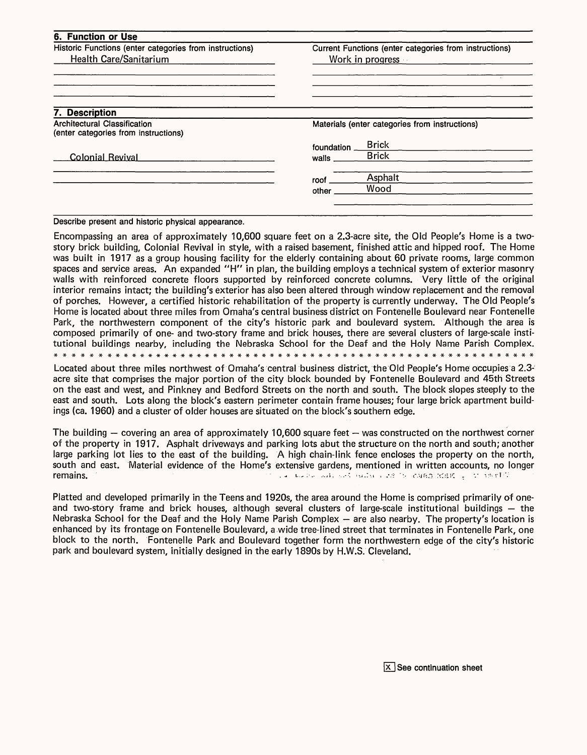## 6. Function or Use

| Historic Functions (enter categories from instructions) | Current Functions (enter categories from instructions) |
|---|---|
| Health Care/Sanitarium | Work in progress |

## 7. Description

| Architectural Classification (enter categories from instructions) | Materials (enter categories from instructions) | |
|---|---|---|
| Colonial Revival | foundation | Brick |
| | walls | Brick |
| | roof | Asphalt |
| | other | Wood |

Describe present and historic physical appearance.

Encompassing an area of approximately 10,600 square feet on a 2.3-acre site, the Old People's Home is a two-story brick building, Colonial Revival in style, with a raised basement, finished attic and hipped roof. The Home was built in 1917 as a group housing facility for the elderly containing about 60 private rooms, large common spaces and service areas. An expanded "H" in plan, the building employs a technical system of exterior masonry walls with reinforced concrete floors supported by reinforced concrete columns. Very little of the original interior remains intact; the building's exterior has also been altered through window replacement and the removal of porches. However, a certified historic rehabilitation of the property is currently underway. The Old People's Home is located about three miles from Omaha's central business district on Fontenelle Boulevard near Fontenelle Park, the northwestern component of the city's historic park and boulevard system. Although the area is composed primarily of one- and two-story frame and brick houses, there are several clusters of large-scale institutional buildings nearby, including the Nebraska School for the Deaf and the Holy Name Parish Complex.

* * * * * * * * * * * * * * * * * * * * * * * * * * * * * * * * * * * * * * * * * * * * * * * * * * * * * * * *

Located about three miles northwest of Omaha's central business district, the Old People's Home occupies a 2.3-acre site that comprises the major portion of the city block bounded by Fontenelle Boulevard and 45th Streets on the east and west, and Pinkney and Bedford Streets on the north and south. The block slopes steeply to the east and south. Lots along the block's eastern perimeter contain frame houses; four large brick apartment buildings (ca. 1960) and a cluster of older houses are situated on the block's southern edge.

The building — covering an area of approximately 10,600 square feet — was constructed on the northwest corner of the property in 1917. Asphalt driveways and parking lots abut the structure on the north and south; another large parking lot lies to the east of the building. A high chain-link fence encloses the property on the north, south and east. Material evidence of the Home's extensive gardens, mentioned in written accounts, no longer remains.

Platted and developed primarily in the Teens and 1920s, the area around the Home is comprised primarily of one- and two-story frame and brick houses, although several clusters of large-scale institutional buildings — the Nebraska School for the Deaf and the Holy Name Parish Complex — are also nearby. The property's location is enhanced by its frontage on Fontenelle Boulevard, a wide tree-lined street that terminates in Fontenelle Park, one block to the north. Fontenelle Park and Boulevard together form the northwestern edge of the city's historic park and boulevard system, initially designed in the early 1890s by H.W.S. Cleveland.

[X] See continuation sheet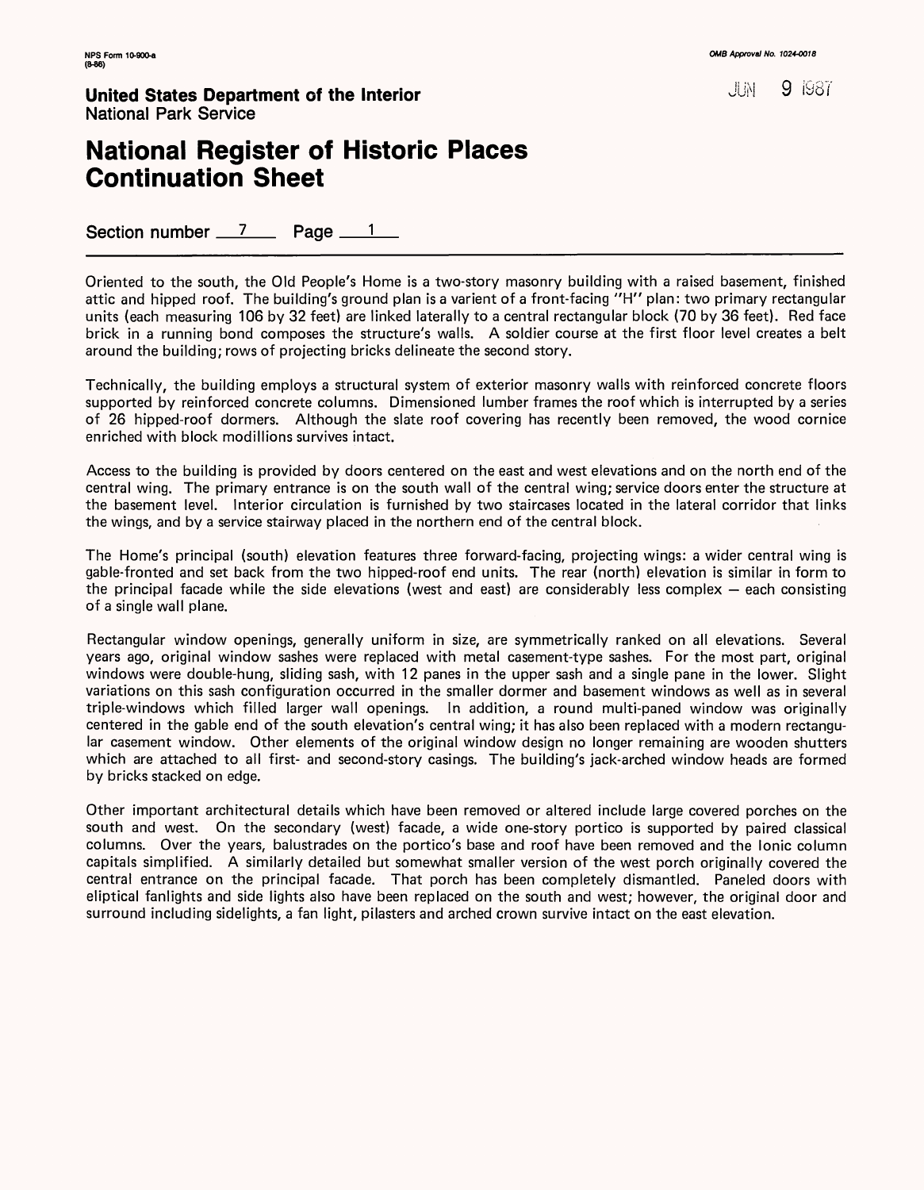NPS Form 10-900-a
(8-86)

OMB Approval No. 1024-0018

JUN 9 1987

**United States Department of the Interior**
National Park Service

# National Register of Historic Places Continuation Sheet

Section number 7 Page 1

Oriented to the south, the Old People's Home is a two-story masonry building with a raised basement, finished attic and hipped roof. The building's ground plan is a varient of a front-facing "H" plan: two primary rectangular units (each measuring 106 by 32 feet) are linked laterally to a central rectangular block (70 by 36 feet). Red face brick in a running bond composes the structure's walls. A soldier course at the first floor level creates a belt around the building; rows of projecting bricks delineate the second story.

Technically, the building employs a structural system of exterior masonry walls with reinforced concrete floors supported by reinforced concrete columns. Dimensioned lumber frames the roof which is interrupted by a series of 26 hipped-roof dormers. Although the slate roof covering has recently been removed, the wood cornice enriched with block modillions survives intact.

Access to the building is provided by doors centered on the east and west elevations and on the north end of the central wing. The primary entrance is on the south wall of the central wing; service doors enter the structure at the basement level. Interior circulation is furnished by two staircases located in the lateral corridor that links the wings, and by a service stairway placed in the northern end of the central block.

The Home's principal (south) elevation features three forward-facing, projecting wings: a wider central wing is gable-fronted and set back from the two hipped-roof end units. The rear (north) elevation is similar in form to the principal facade while the side elevations (west and east) are considerably less complex — each consisting of a single wall plane.

Rectangular window openings, generally uniform in size, are symmetrically ranked on all elevations. Several years ago, original window sashes were replaced with metal casement-type sashes. For the most part, original windows were double-hung, sliding sash, with 12 panes in the upper sash and a single pane in the lower. Slight variations on this sash configuration occurred in the smaller dormer and basement windows as well as in several triple-windows which filled larger wall openings. In addition, a round multi-paned window was originally centered in the gable end of the south elevation's central wing; it has also been replaced with a modern rectangular casement window. Other elements of the original window design no longer remaining are wooden shutters which are attached to all first- and second-story casings. The building's jack-arched window heads are formed by bricks stacked on edge.

Other important architectural details which have been removed or altered include large covered porches on the south and west. On the secondary (west) facade, a wide one-story portico is supported by paired classical columns. Over the years, balustrades on the portico's base and roof have been removed and the Ionic column capitals simplified. A similarly detailed but somewhat smaller version of the west porch originally covered the central entrance on the principal facade. That porch has been completely dismantled. Paneled doors with eliptical fanlights and side lights also have been replaced on the south and west; however, the original door and surround including sidelights, a fan light, pilasters and arched crown survive intact on the east elevation.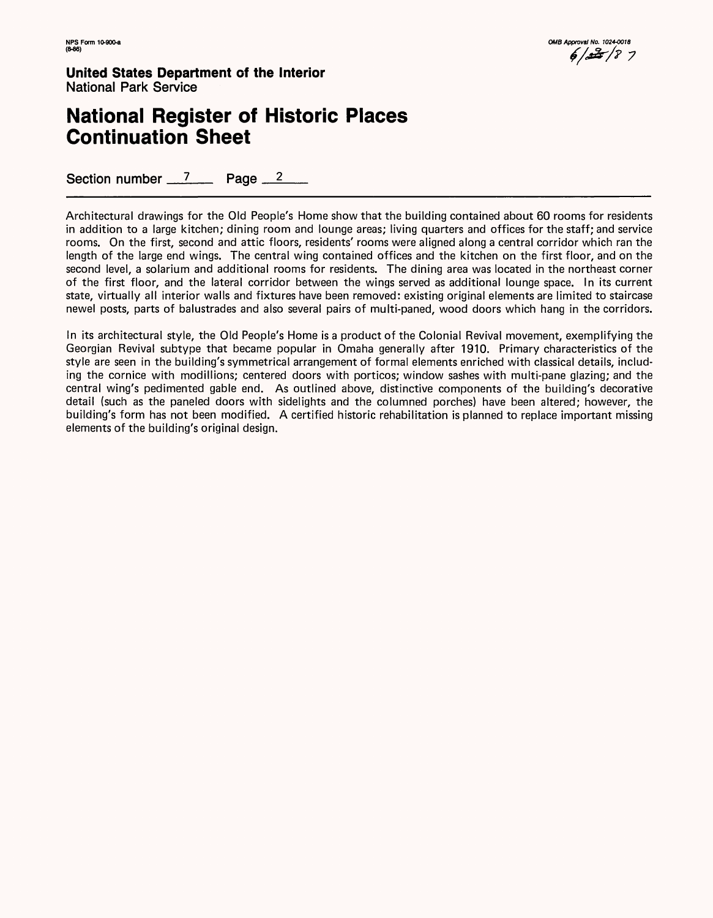NPS Form 10-900-a
(8-86)

OMB Approval No. 1024-0018

**United States Department of the Interior**
National Park Service

# National Register of Historic Places Continuation Sheet

Section number 7 Page 2

Architectural drawings for the Old People's Home show that the building contained about 60 rooms for residents in addition to a large kitchen; dining room and lounge areas; living quarters and offices for the staff; and service rooms. On the first, second and attic floors, residents' rooms were aligned along a central corridor which ran the length of the large end wings. The central wing contained offices and the kitchen on the first floor, and on the second level, a solarium and additional rooms for residents. The dining area was located in the northeast corner of the first floor, and the lateral corridor between the wings served as additional lounge space. In its current state, virtually all interior walls and fixtures have been removed: existing original elements are limited to staircase newel posts, parts of balustrades and also several pairs of multi-paned, wood doors which hang in the corridors.

In its architectural style, the Old People's Home is a product of the Colonial Revival movement, exemplifying the Georgian Revival subtype that became popular in Omaha generally after 1910. Primary characteristics of the style are seen in the building's symmetrical arrangement of formal elements enriched with classical details, including the cornice with modillions; centered doors with porticos; window sashes with multi-pane glazing; and the central wing's pedimented gable end. As outlined above, distinctive components of the building's decorative detail (such as the paneled doors with sidelights and the columned porches) have been altered; however, the building's form has not been modified. A certified historic rehabilitation is planned to replace important missing elements of the building's original design.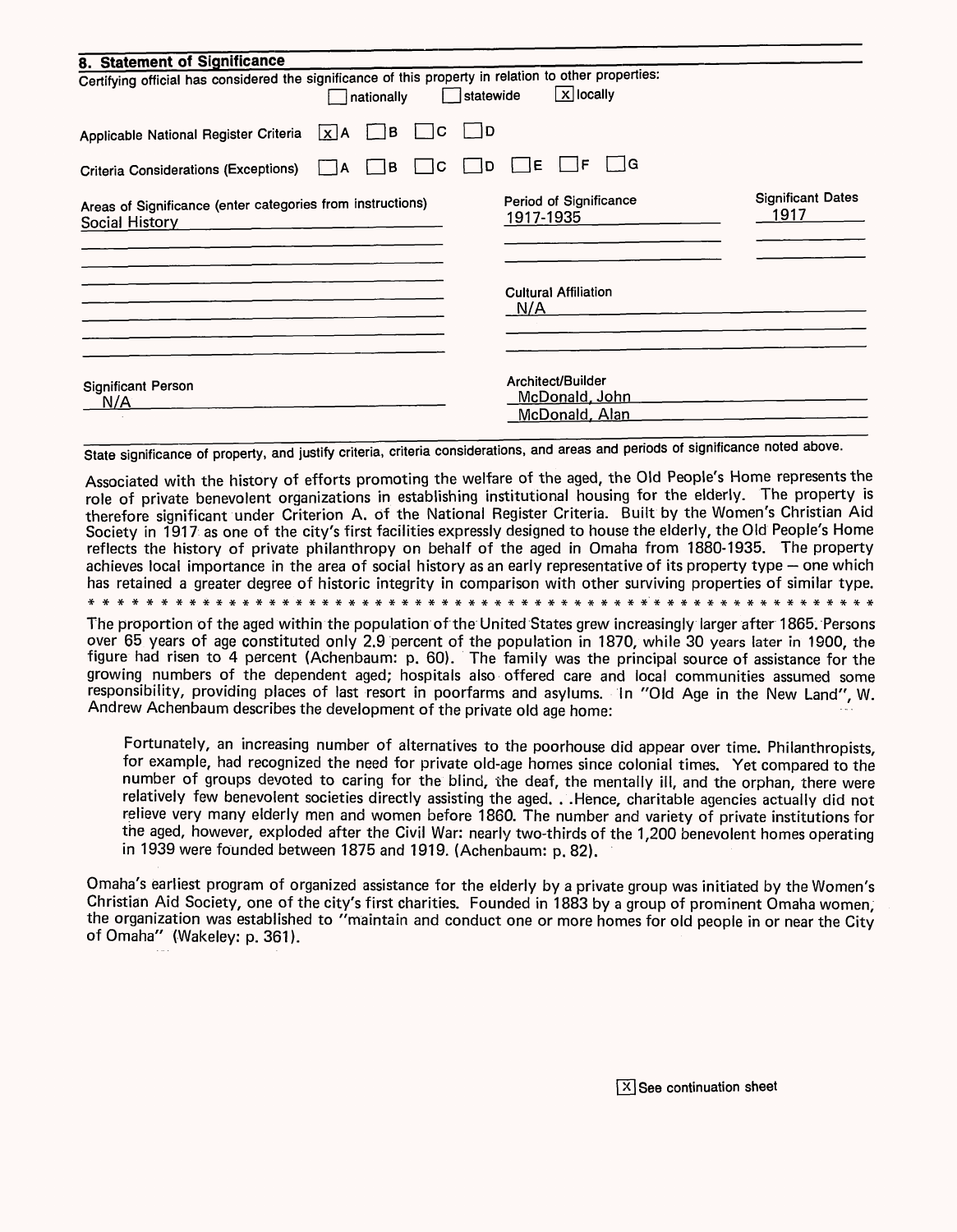## 8. Statement of Significance

Certifying official has considered the significance of this property in relation to other properties:

☐ nationally ☐ statewide ☒ locally

Applicable National Register Criteria ☒ A ☐ B ☐ C ☐ D

Criteria Considerations (Exceptions) ☐ A ☐ B ☐ C ☐ D ☐ E ☐ F ☐ G

| Areas of Significance (enter categories from instructions) | Period of Significance | Significant Dates |
|---|---|---|
| Social History | 1917-1935 | 1917 |

Cultural Affiliation
N/A

Significant Person
N/A

Architect/Builder
McDonald, John
McDonald, Alan

State significance of property, and justify criteria, criteria considerations, and areas and periods of significance noted above.

Associated with the history of efforts promoting the welfare of the aged, the Old People's Home represents the role of private benevolent organizations in establishing institutional housing for the elderly. The property is therefore significant under Criterion A. of the National Register Criteria. Built by the Women's Christian Aid Society in 1917 as one of the city's first facilities expressly designed to house the elderly, the Old People's Home reflects the history of private philanthropy on behalf of the aged in Omaha from 1880-1935. The property achieves local importance in the area of social history as an early representative of its property type — one which has retained a greater degree of historic integrity in comparison with other surviving properties of similar type.

* * * * * * * * * * * * * * * * * * * * * * * * * * * * * * * * * * * * * * * * * * * * * * * * * * * * * * * * * * * *

The proportion of the aged within the population of the United States grew increasingly larger after 1865. Persons over 65 years of age constituted only 2.9 percent of the population in 1870, while 30 years later in 1900, the figure had risen to 4 percent (Achenbaum: p. 60). The family was the principal source of assistance for the growing numbers of the dependent aged; hospitals also offered care and local communities assumed some responsibility, providing places of last resort in poorfarms and asylums. In "Old Age in the New Land", W. Andrew Achenbaum describes the development of the private old age home:

> Fortunately, an increasing number of alternatives to the poorhouse did appear over time. Philanthropists, for example, had recognized the need for private old-age homes since colonial times. Yet compared to the number of groups devoted to caring for the blind, the deaf, the mentally ill, and the orphan, there were relatively few benevolent societies directly assisting the aged. . .Hence, charitable agencies actually did not relieve very many elderly men and women before 1860. The number and variety of private institutions for the aged, however, exploded after the Civil War: nearly two-thirds of the 1,200 benevolent homes operating in 1939 were founded between 1875 and 1919. (Achenbaum: p. 82).

Omaha's earliest program of organized assistance for the elderly by a private group was initiated by the Women's Christian Aid Society, one of the city's first charities. Founded in 1883 by a group of prominent Omaha women, the organization was established to "maintain and conduct one or more homes for old people in or near the City of Omaha" (Wakeley: p. 361).

☒ See continuation sheet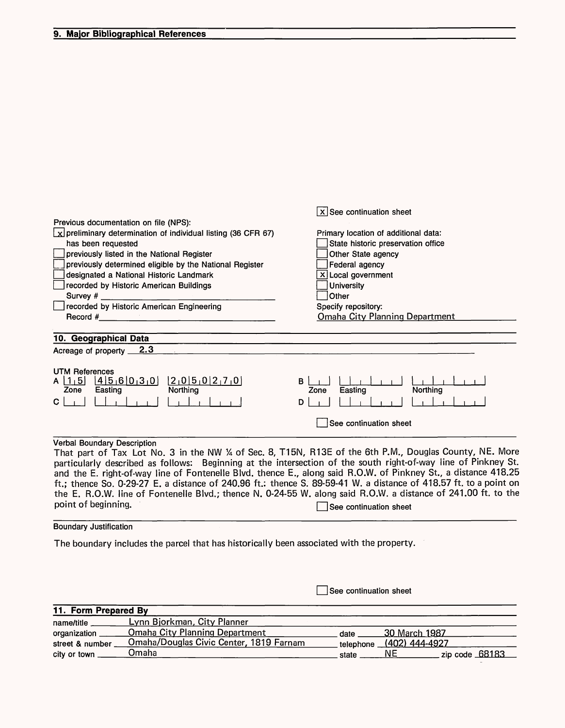## 9. Major Bibliographical References

[x] See continuation sheet

Previous documentation on file (NPS):

- [x] preliminary determination of individual listing (36 CFR 67) has been requested
- [ ] previously listed in the National Register
- [ ] previously determined eligible by the National Register
- [ ] designated a National Historic Landmark
- [ ] recorded by Historic American Buildings Survey # ____
- [ ] recorded by Historic American Engineering Record # ____

Primary location of additional data:

- [ ] State historic preservation office
- [ ] Other State agency
- [ ] Federal agency
- [x] Local government
- [ ] University
- [ ] Other

Specify repository: Omaha City Planning Department

## 10. Geographical Data

Acreage of property 2.3

UTM References

| | Zone | Easting | Northing |
|---|---|---|---|
| A | 1 5 | 4 5 6 0 3 0 | 2 0 5 0 2 7 0 |
| B | | | |
| C | | | |
| D | | | |

[ ] See continuation sheet

Verbal Boundary Description

That part of Tax Lot No. 3 in the NW ¼ of Sec. 8, T15N, R13E of the 6th P.M., Douglas County, NE. More particularly described as follows: Beginning at the intersection of the south right-of-way line of Pinkney St. and the E. right-of-way line of Fontenelle Blvd. thence E., along said R.O.W. of Pinkney St., a distance 418.25 ft.; thence So. 0-29-27 E. a distance of 240.96 ft.: thence S. 89-59-41 W. a distance of 418.57 ft. to a point on the E. R.O.W. line of Fontenelle Blvd.; thence N. 0-24-55 W. along said R.O.W. a distance of 241.00 ft. to the point of beginning.

[ ] See continuation sheet

Boundary Justification

The boundary includes the parcel that has historically been associated with the property.

[ ] See continuation sheet

## 11. Form Prepared By

name/title Lynn Bjorkman, City Planner

organization Omaha City Planning Department — date 30 March 1987

street & number Omaha/Douglas Civic Center, 1819 Farnam — telephone (402) 444-4927

city or town Omaha — state NE — zip code 68183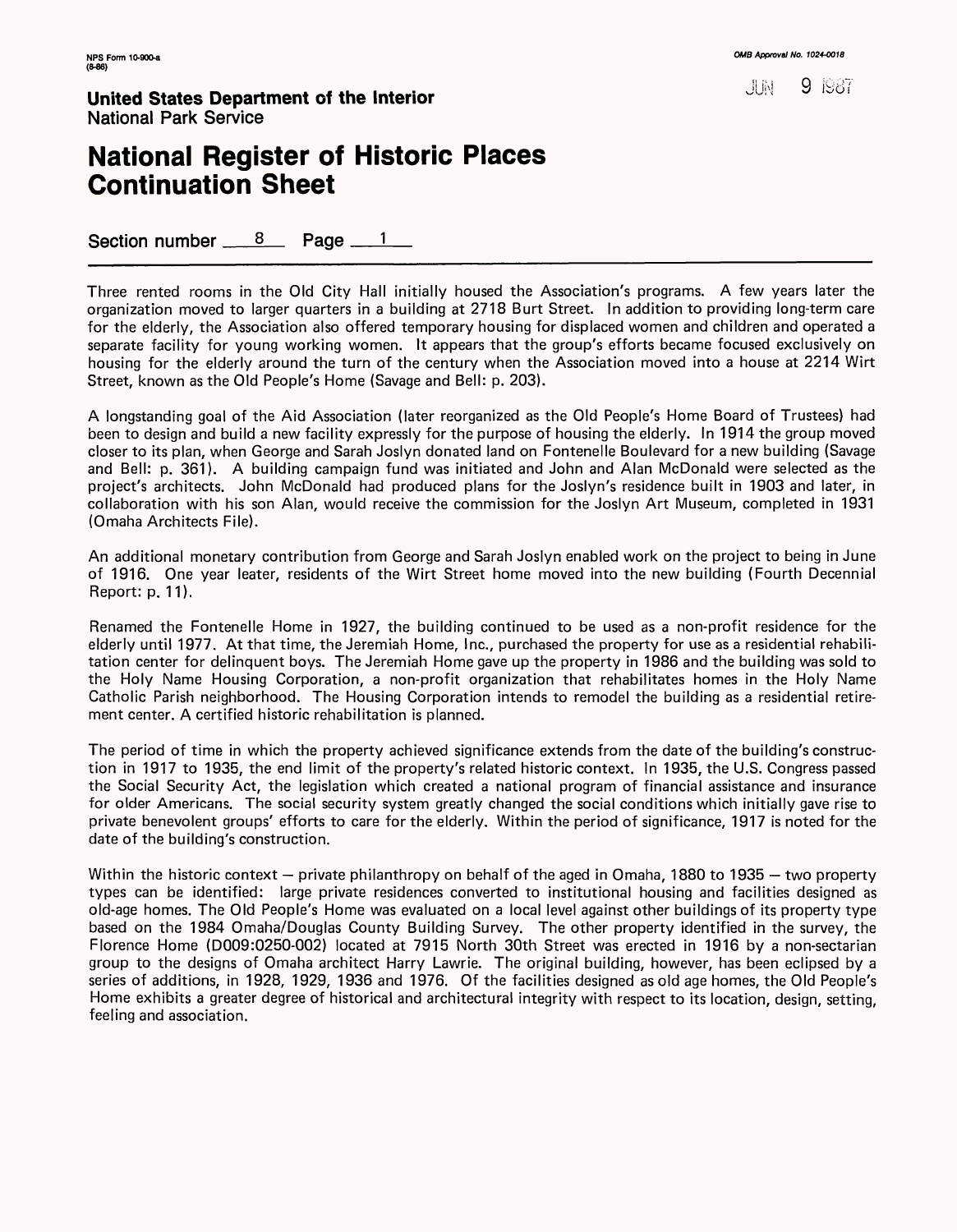**United States Department of the Interior**
National Park Service

# National Register of Historic Places Continuation Sheet

Section number 8 Page 1

Three rented rooms in the Old City Hall initially housed the Association's programs. A few years later the organization moved to larger quarters in a building at 2718 Burt Street. In addition to providing long-term care for the elderly, the Association also offered temporary housing for displaced women and children and operated a separate facility for young working women. It appears that the group's efforts became focused exclusively on housing for the elderly around the turn of the century when the Association moved into a house at 2214 Wirt Street, known as the Old People's Home (Savage and Bell: p. 203).

A longstanding goal of the Aid Association (later reorganized as the Old People's Home Board of Trustees) had been to design and build a new facility expressly for the purpose of housing the elderly. In 1914 the group moved closer to its plan, when George and Sarah Joslyn donated land on Fontenelle Boulevard for a new building (Savage and Bell: p. 361). A building campaign fund was initiated and John and Alan McDonald were selected as the project's architects. John McDonald had produced plans for the Joslyn's residence built in 1903 and later, in collaboration with his son Alan, would receive the commission for the Joslyn Art Museum, completed in 1931 (Omaha Architects File).

An additional monetary contribution from George and Sarah Joslyn enabled work on the project to being in June of 1916. One year leater, residents of the Wirt Street home moved into the new building (Fourth Decennial Report: p. 11).

Renamed the Fontenelle Home in 1927, the building continued to be used as a non-profit residence for the elderly until 1977. At that time, the Jeremiah Home, Inc., purchased the property for use as a residential rehabilitation center for delinquent boys. The Jeremiah Home gave up the property in 1986 and the building was sold to the Holy Name Housing Corporation, a non-profit organization that rehabilitates homes in the Holy Name Catholic Parish neighborhood. The Housing Corporation intends to remodel the building as a residential retirement center. A certified historic rehabilitation is planned.

The period of time in which the property achieved significance extends from the date of the building's construction in 1917 to 1935, the end limit of the property's related historic context. In 1935, the U.S. Congress passed the Social Security Act, the legislation which created a national program of financial assistance and insurance for older Americans. The social security system greatly changed the social conditions which initially gave rise to private benevolent groups' efforts to care for the elderly. Within the period of significance, 1917 is noted for the date of the building's construction.

Within the historic context — private philanthropy on behalf of the aged in Omaha, 1880 to 1935 — two property types can be identified: large private residences converted to institutional housing and facilities designed as old-age homes. The Old People's Home was evaluated on a local level against other buildings of its property type based on the 1984 Omaha/Douglas County Building Survey. The other property identified in the survey, the Florence Home (D009:0250-002) located at 7915 North 30th Street was erected in 1916 by a non-sectarian group to the designs of Omaha architect Harry Lawrie. The original building, however, has been eclipsed by a series of additions, in 1928, 1929, 1936 and 1976. Of the facilities designed as old age homes, the Old People's Home exhibits a greater degree of historical and architectural integrity with respect to its location, design, setting, feeling and association.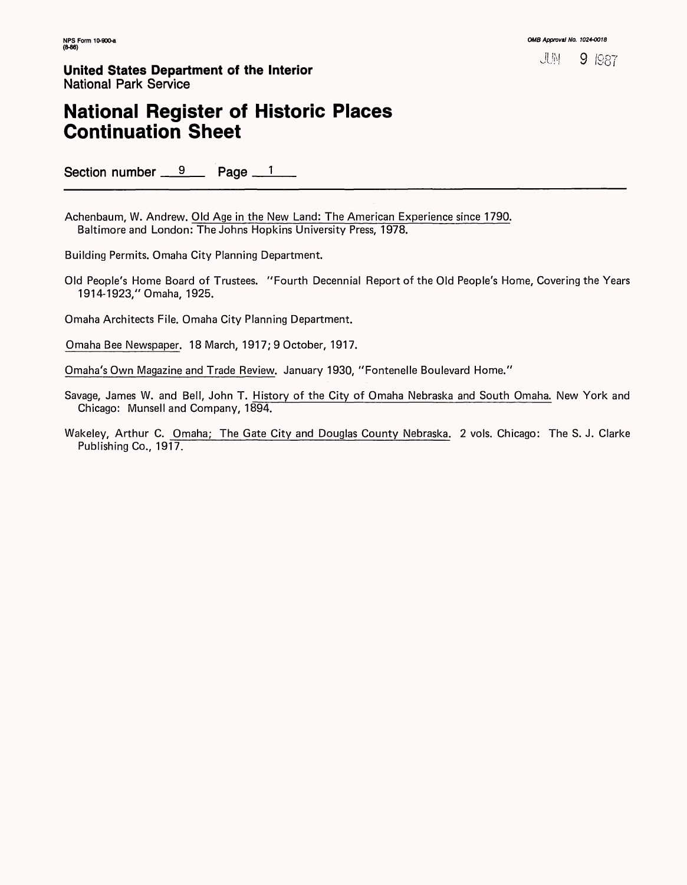NPS Form 10-900-a
(8-86)

OMB Approval No. 1024-0018

JUN 9 1987

**United States Department of the Interior**
National Park Service

# National Register of Historic Places Continuation Sheet

Section number 9 Page 1

Achenbaum, W. Andrew. Old Age in the New Land: The American Experience since 1790. Baltimore and London: The Johns Hopkins University Press, 1978.

Building Permits. Omaha City Planning Department.

Old People's Home Board of Trustees. "Fourth Decennial Report of the Old People's Home, Covering the Years 1914-1923," Omaha, 1925.

Omaha Architects File. Omaha City Planning Department.

Omaha Bee Newspaper. 18 March, 1917; 9 October, 1917.

Omaha's Own Magazine and Trade Review. January 1930, "Fontenelle Boulevard Home."

Savage, James W. and Bell, John T. History of the City of Omaha Nebraska and South Omaha. New York and Chicago: Munsell and Company, 1894.

Wakeley, Arthur C. Omaha; The Gate City and Douglas County Nebraska. 2 vols. Chicago: The S. J. Clarke Publishing Co., 1917.